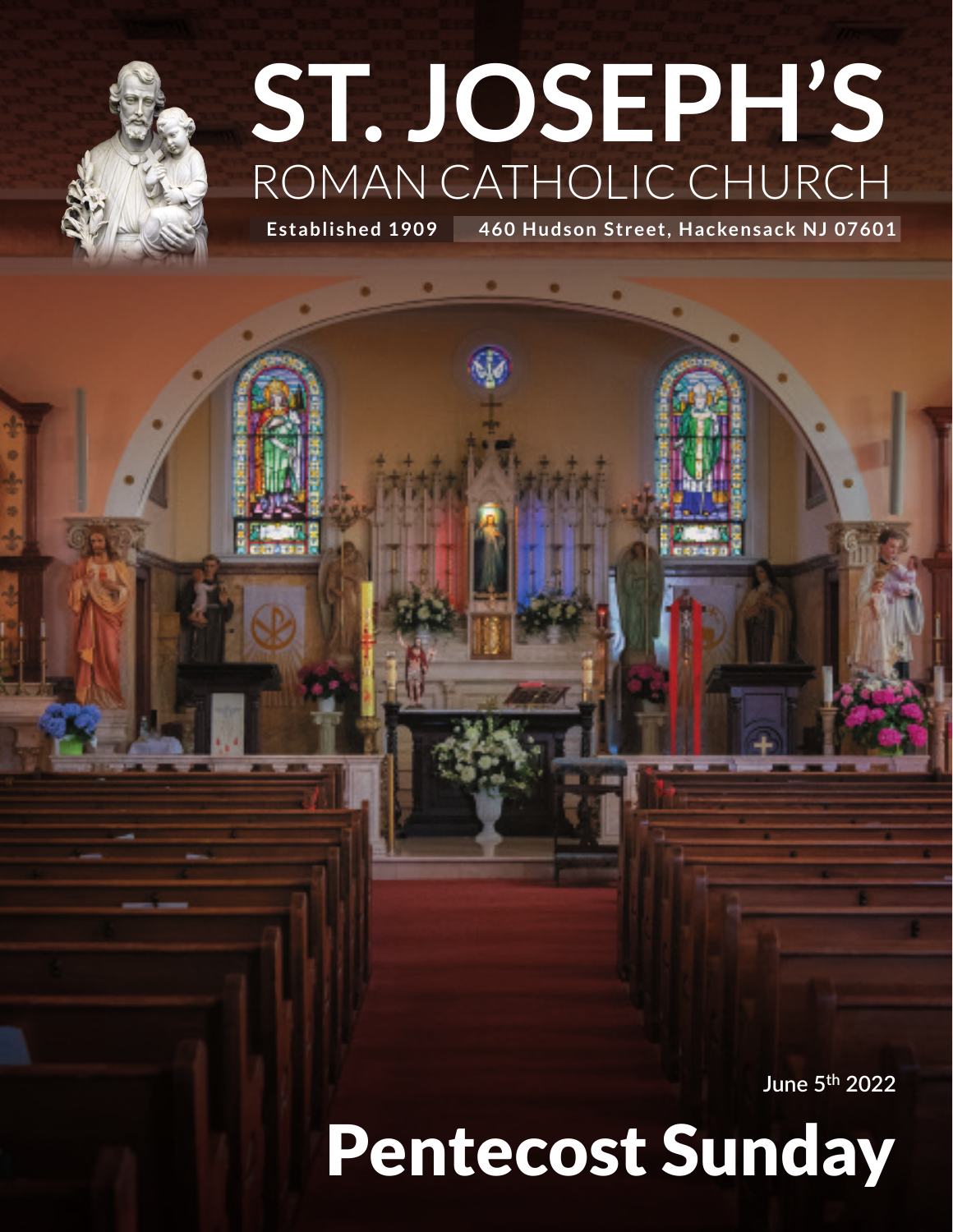# ST. JOSEPH'S
## ROMAN CATHOLIC CHURCH

**Established 1909** | **460 Hudson Street, Hackensack NJ 07601**

**June 5th 2022**

# Pentecost Sunday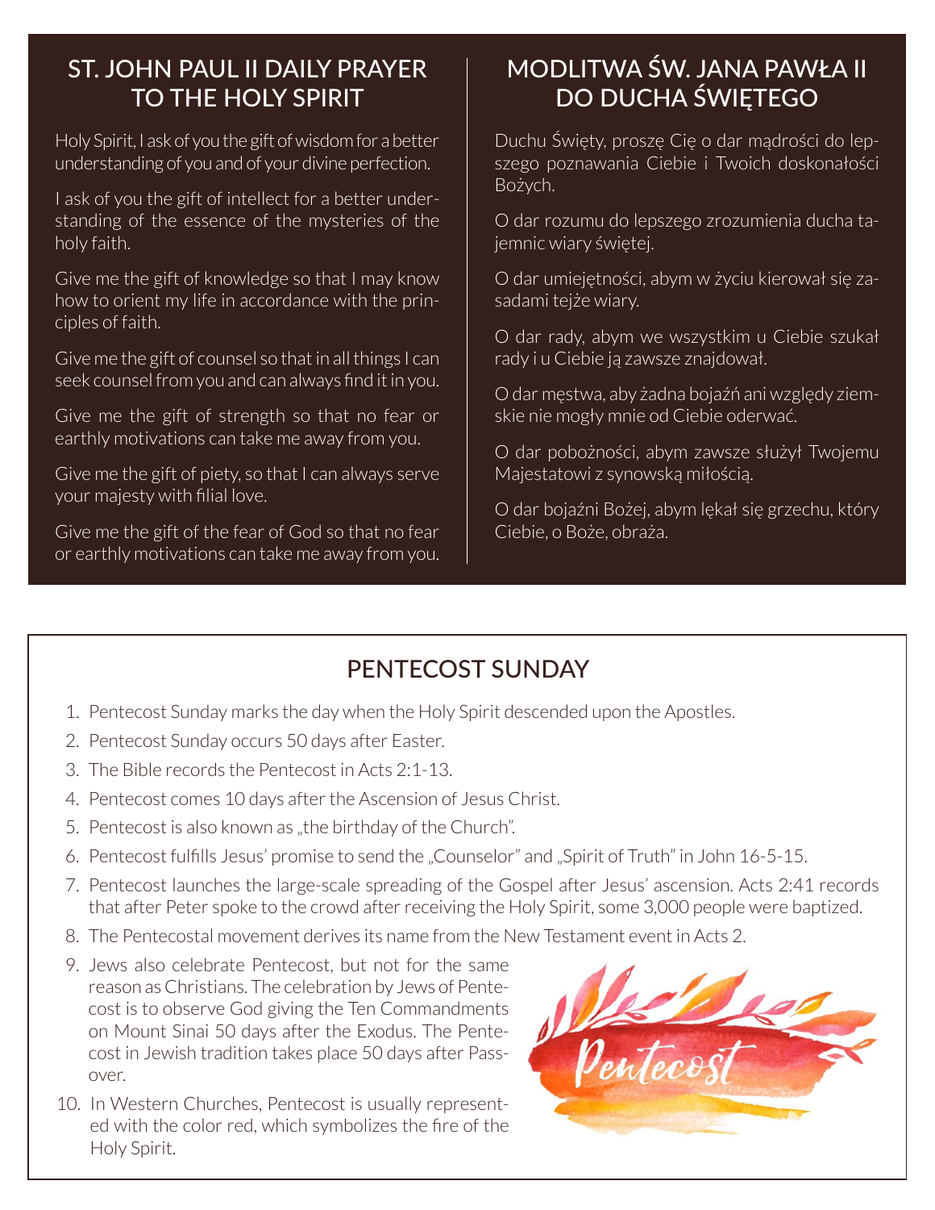## ST. JOHN PAUL II DAILY PRAYER TO THE HOLY SPIRIT

Holy Spirit, I ask of you the gift of wisdom for a better understanding of you and of your divine perfection.

I ask of you the gift of intellect for a better understanding of the essence of the mysteries of the holy faith.

Give me the gift of knowledge so that I may know how to orient my life in accordance with the principles of faith.

Give me the gift of counsel so that in all things I can seek counsel from you and can always find it in you.

Give me the gift of strength so that no fear or earthly motivations can take me away from you.

Give me the gift of piety, so that I can always serve your majesty with filial love.

Give me the gift of the fear of God so that no fear or earthly motivations can take me away from you.

## MODLITWA ŚW. JANA PAWŁA II DO DUCHA ŚWIĘTEGO

Duchu Święty, proszę Cię o dar mądrości do lepszego poznawania Ciebie i Twoich doskonałości Bożych.

O dar rozumu do lepszego zrozumienia ducha tajemnic wiary świętej.

O dar umiejętności, abym w życiu kierował się zasadami tejże wiary.

O dar rady, abym we wszystkim u Ciebie szukał rady i u Ciebie ją zawsze znajdował.

O dar męstwa, aby żadna bojaźń ani względy ziemskie nie mogły mnie od Ciebie oderwać.

O dar pobożności, abym zawsze służył Twojemu Majestatowi z synowską miłością.

O dar bojaźni Bożej, abym lękał się grzechu, który Ciebie, o Boże, obraża.

## PENTECOST SUNDAY

1. Pentecost Sunday marks the day when the Holy Spirit descended upon the Apostles.
2. Pentecost Sunday occurs 50 days after Easter.
3. The Bible records the Pentecost in Acts 2:1-13.
4. Pentecost comes 10 days after the Ascension of Jesus Christ.
5. Pentecost is also known as „the birthday of the Church".
6. Pentecost fulfills Jesus' promise to send the „Counselor" and „Spirit of Truth" in John 16-5-15.
7. Pentecost launches the large-scale spreading of the Gospel after Jesus' ascension. Acts 2:41 records that after Peter spoke to the crowd after receiving the Holy Spirit, some 3,000 people were baptized.
8. The Pentecostal movement derives its name from the New Testament event in Acts 2.
9. Jews also celebrate Pentecost, but not for the same reason as Christians. The celebration by Jews of Pentecost is to observe God giving the Ten Commandments on Mount Sinai 50 days after the Exodus. The Pentecost in Jewish tradition takes place 50 days after Passover.
10. In Western Churches, Pentecost is usually represented with the color red, which symbolizes the fire of the Holy Spirit.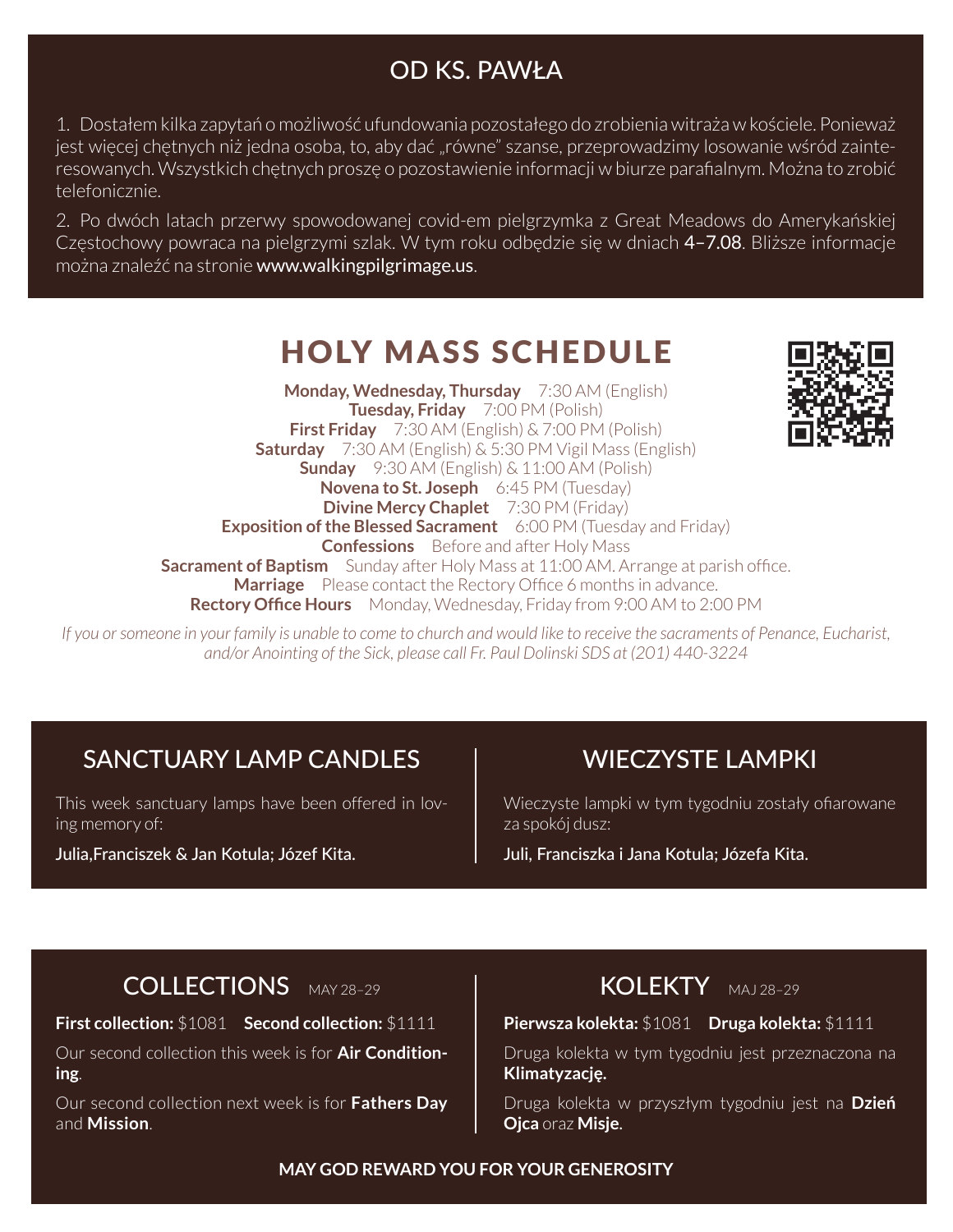## OD KS. PAWŁA

1. Dostałem kilka zapytań o możliwość ufundowania pozostałego do zrobienia witraża w kościele. Ponieważ jest więcej chętnych niż jedna osoba, to, aby dać „równe" szanse, przeprowadzimy losowanie wśród zainteresowanych. Wszystkich chętnych proszę o pozostawienie informacji w biurze parafialnym. Można to zrobić telefonicznie.

2. Po dwóch latach przerwy spowodowanej covid-em pielgrzymka z Great Meadows do Amerykańskiej Częstochowy powraca na pielgrzymi szlak. W tym roku odbędzie się w dniach **4–7.08**. Bliższe informacje można znaleźć na stronie www.walkingpilgrimage.us.

# HOLY MASS SCHEDULE

**Monday, Wednesday, Thursday** 7:30 AM (English)
**Tuesday, Friday** 7:00 PM (Polish)
**First Friday** 7:30 AM (English) & 7:00 PM (Polish)
**Saturday** 7:30 AM (English) & 5:30 PM Vigil Mass (English)
**Sunday** 9:30 AM (English) & 11:00 AM (Polish)
**Novena to St. Joseph** 6:45 PM (Tuesday)
**Divine Mercy Chaplet** 7:30 PM (Friday)
**Exposition of the Blessed Sacrament** 6:00 PM (Tuesday and Friday)
**Confessions** Before and after Holy Mass
**Sacrament of Baptism** Sunday after Holy Mass at 11:00 AM. Arrange at parish office.
**Marriage** Please contact the Rectory Office 6 months in advance.
**Rectory Office Hours** Monday, Wednesday, Friday from 9:00 AM to 2:00 PM

*If you or someone in your family is unable to come to church and would like to receive the sacraments of Penance, Eucharist, and/or Anointing of the Sick, please call Fr. Paul Dolinski SDS at (201) 440-3224*

## SANCTUARY LAMP CANDLES

This week sanctuary lamps have been offered in loving memory of:

Julia,Franciszek & Jan Kotula; Józef Kita.

## WIECZYSTE LAMPKI

Wieczyste lampki w tym tygodniu zostały ofiarowane za spokój dusz:

Juli, Franciszka i Jana Kotula; Józefa Kita.

## COLLECTIONS MAY 28–29

**First collection:** $1081 **Second collection:** $1111

Our second collection this week is for **Air Conditioning**.

Our second collection next week is for **Fathers Day** and **Mission**.

## KOLEKTY MAJ 28–29

**Pierwsza kolekta:** $1081 **Druga kolekta:** $1111

Druga kolekta w tym tygodniu jest przeznaczona na **Klimatyzację.**

Druga kolekta w przyszłym tygodniu jest na **Dzień Ojca** oraz **Misje**.

**MAY GOD REWARD YOU FOR YOUR GENEROSITY**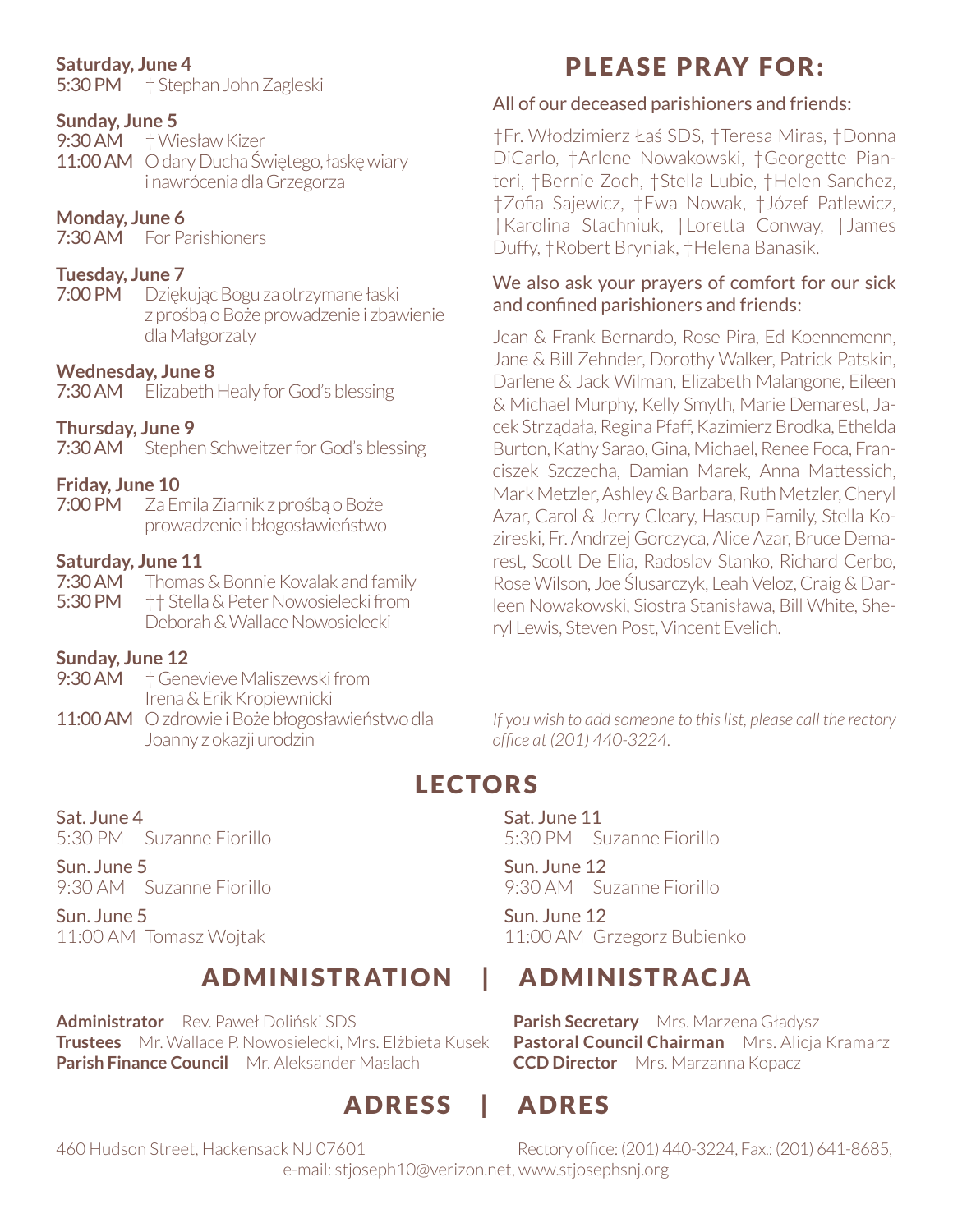**Saturday, June 4**
5:30 PM † Stephan John Zagleski

**Sunday, June 5**
9:30 AM † Wiesław Kizer
11:00 AM O dary Ducha Świętego, łaskę wiary i nawrócenia dla Grzegorza

**Monday, June 6**
7:30 AM For Parishioners

**Tuesday, June 7**
7:00 PM Dziękując Bogu za otrzymane łaski z prośbą o Boże prowadzenie i zbawienie dla Małgorzaty

**Wednesday, June 8**
7:30 AM Elizabeth Healy for God's blessing

**Thursday, June 9**
7:30 AM Stephen Schweitzer for God's blessing

**Friday, June 10**
7:00 PM Za Emila Ziarnik z prośbą o Boże prowadzenie i błogosławieństwo

**Saturday, June 11**
7:30 AM Thomas & Bonnie Kovalak and family
5:30 PM †† Stella & Peter Nowosielecki from Deborah & Wallace Nowosielecki

**Sunday, June 12**
9:30 AM † Genevieve Maliszewski from Irena & Erik Kropiewnicki
11:00 AM O zdrowie i Boże błogosławieństwo dla Joanny z okazji urodzin

## PLEASE PRAY FOR:

All of our deceased parishioners and friends:

†Fr. Włodzimierz Łaś SDS, †Teresa Miras, †Donna DiCarlo, †Arlene Nowakowski, †Georgette Pianteri, †Bernie Zoch, †Stella Lubie, †Helen Sanchez, †Zofia Sajewicz, †Ewa Nowak, †Józef Patlewicz, †Karolina Stachniuk, †Loretta Conway, †James Duffy, †Robert Bryniak, †Helena Banasik.

We also ask your prayers of comfort for our sick and confined parishioners and friends:

Jean & Frank Bernardo, Rose Pira, Ed Koennemenn, Jane & Bill Zehnder, Dorothy Walker, Patrick Patskin, Darlene & Jack Wilman, Elizabeth Malangone, Eileen & Michael Murphy, Kelly Smyth, Marie Demarest, Jacek Strządała, Regina Pfaff, Kazimierz Brodka, Ethelda Burton, Kathy Sarao, Gina, Michael, Renee Foca, Franciszek Szczecha, Damian Marek, Anna Mattessich, Mark Metzler, Ashley & Barbara, Ruth Metzler, Cheryl Azar, Carol & Jerry Cleary, Hascup Family, Stella Kozireski, Fr. Andrzej Gorczyca, Alice Azar, Bruce Demarest, Scott De Elia, Radoslav Stanko, Richard Cerbo, Rose Wilson, Joe Ślusarczyk, Leah Veloz, Craig & Darleen Nowakowski, Siostra Stanisława, Bill White, Sheryl Lewis, Steven Post, Vincent Evelich.

*If you wish to add someone to this list, please call the rectory office at (201) 440-3224.*

## LECTORS

Sat. June 4
5:30 PM Suzanne Fiorillo

Sun. June 5
9:30 AM Suzanne Fiorillo

Sun. June 5
11:00 AM Tomasz Wojtak

Sat. June 11
5:30 PM Suzanne Fiorillo

Sun. June 12
9:30 AM Suzanne Fiorillo

Sun. June 12
11:00 AM Grzegorz Bubienko

## ADMINISTRATION | ADMINISTRACJA

**Administrator** Rev. Paweł Doliński SDS
**Trustees** Mr. Wallace P. Nowosielecki, Mrs. Elżbieta Kusek
**Parish Finance Council** Mr. Aleksander Maslach
**Parish Secretary** Mrs. Marzena Gładysz
**Pastoral Council Chairman** Mrs. Alicja Kramarz
**CCD Director** Mrs. Marzanna Kopacz

## ADRESS | ADRES

460 Hudson Street, Hackensack NJ 07601 Rectory office: (201) 440-3224, Fax.: (201) 641-8685,
e-mail: stjoseph10@verizon.net, www.stjosephsnj.org